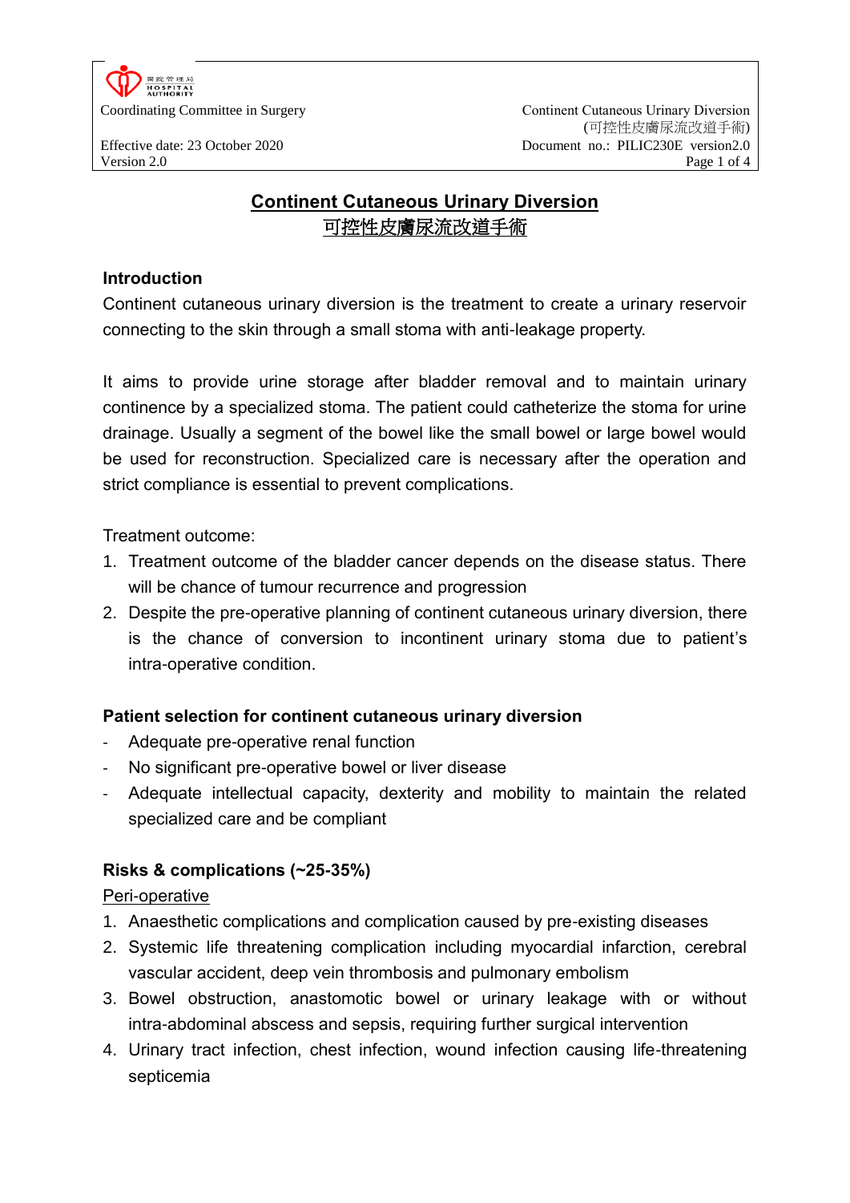# Continent Cutaneous Urinary Diversion
# 可控性皮膚尿流改道手術

## Introduction

Continent cutaneous urinary diversion is the treatment to create a urinary reservoir connecting to the skin through a small stoma with anti-leakage property.

It aims to provide urine storage after bladder removal and to maintain urinary continence by a specialized stoma. The patient could catheterize the stoma for urine drainage. Usually a segment of the bowel like the small bowel or large bowel would be used for reconstruction. Specialized care is necessary after the operation and strict compliance is essential to prevent complications.

Treatment outcome:

1. Treatment outcome of the bladder cancer depends on the disease status. There will be chance of tumour recurrence and progression
2. Despite the pre-operative planning of continent cutaneous urinary diversion, there is the chance of conversion to incontinent urinary stoma due to patient's intra-operative condition.

## Patient selection for continent cutaneous urinary diversion

- Adequate pre-operative renal function
- No significant pre-operative bowel or liver disease
- Adequate intellectual capacity, dexterity and mobility to maintain the related specialized care and be compliant

## Risks & complications (~25-35%)

Peri-operative

1. Anaesthetic complications and complication caused by pre-existing diseases
2. Systemic life threatening complication including myocardial infarction, cerebral vascular accident, deep vein thrombosis and pulmonary embolism
3. Bowel obstruction, anastomotic bowel or urinary leakage with or without intra-abdominal abscess and sepsis, requiring further surgical intervention
4. Urinary tract infection, chest infection, wound infection causing life-threatening septicemia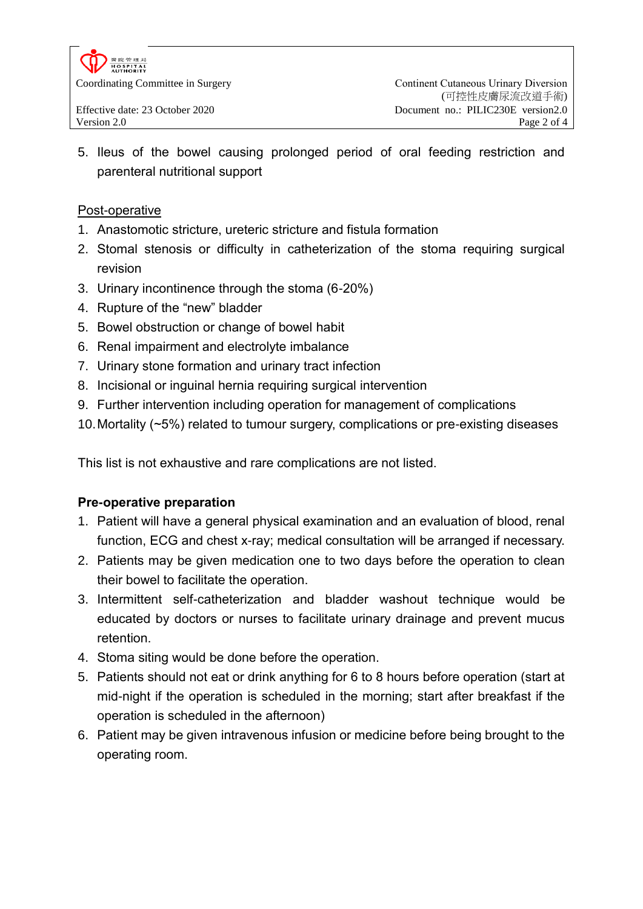5. Ileus of the bowel causing prolonged period of oral feeding restriction and parenteral nutritional support

Post-operative

1. Anastomotic stricture, ureteric stricture and fistula formation
2. Stomal stenosis or difficulty in catheterization of the stoma requiring surgical revision
3. Urinary incontinence through the stoma (6-20%)
4. Rupture of the "new" bladder
5. Bowel obstruction or change of bowel habit
6. Renal impairment and electrolyte imbalance
7. Urinary stone formation and urinary tract infection
8. Incisional or inguinal hernia requiring surgical intervention
9. Further intervention including operation for management of complications
10. Mortality (~5%) related to tumour surgery, complications or pre-existing diseases

This list is not exhaustive and rare complications are not listed.

**Pre-operative preparation**

1. Patient will have a general physical examination and an evaluation of blood, renal function, ECG and chest x-ray; medical consultation will be arranged if necessary.
2. Patients may be given medication one to two days before the operation to clean their bowel to facilitate the operation.
3. Intermittent self-catheterization and bladder washout technique would be educated by doctors or nurses to facilitate urinary drainage and prevent mucus retention.
4. Stoma siting would be done before the operation.
5. Patients should not eat or drink anything for 6 to 8 hours before operation (start at mid-night if the operation is scheduled in the morning; start after breakfast if the operation is scheduled in the afternoon)
6. Patient may be given intravenous infusion or medicine before being brought to the operating room.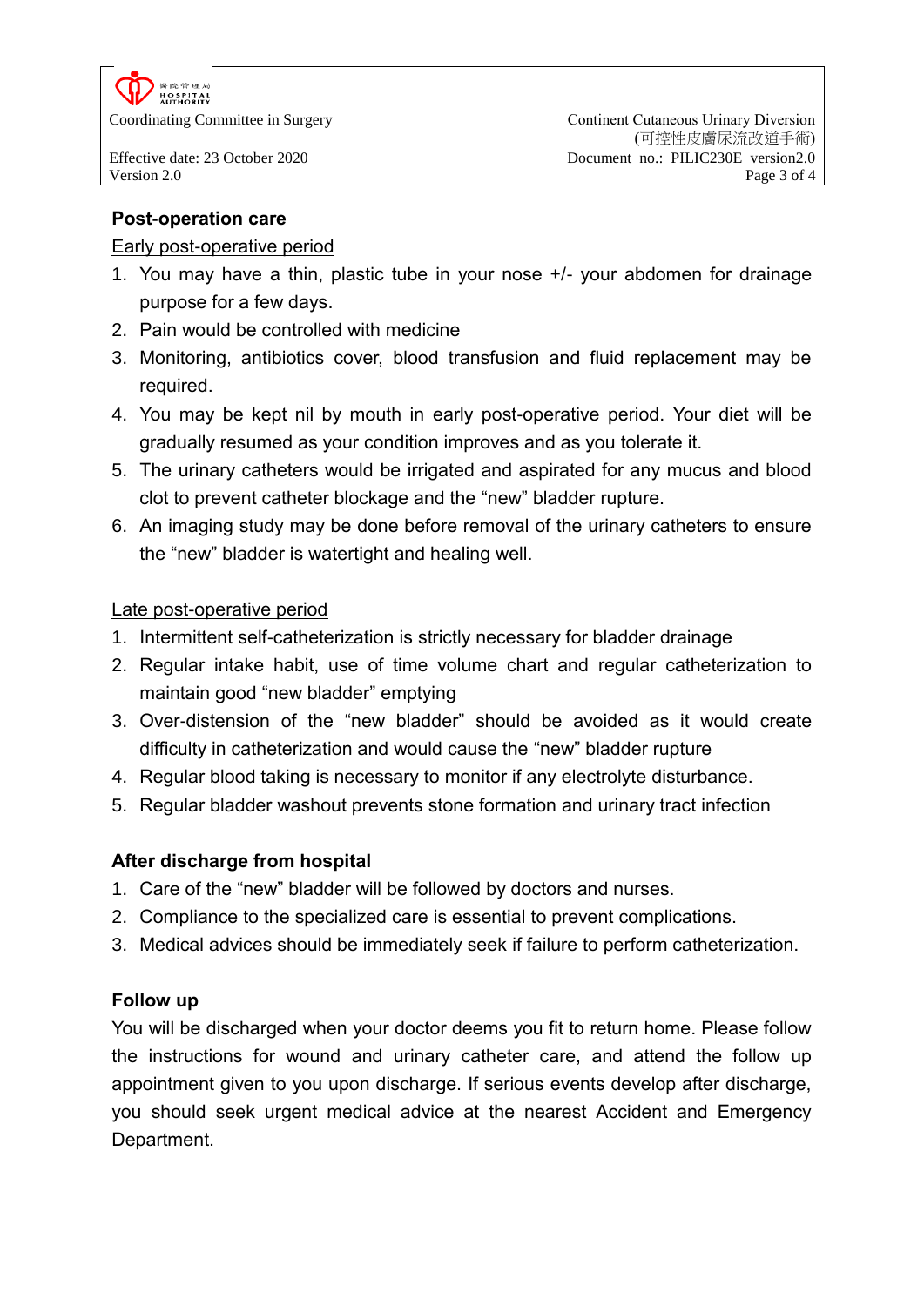## Post-operation care

Early post-operative period

1. You may have a thin, plastic tube in your nose +/- your abdomen for drainage purpose for a few days.
2. Pain would be controlled with medicine
3. Monitoring, antibiotics cover, blood transfusion and fluid replacement may be required.
4. You may be kept nil by mouth in early post-operative period. Your diet will be gradually resumed as your condition improves and as you tolerate it.
5. The urinary catheters would be irrigated and aspirated for any mucus and blood clot to prevent catheter blockage and the "new" bladder rupture.
6. An imaging study may be done before removal of the urinary catheters to ensure the "new" bladder is watertight and healing well.

Late post-operative period

1. Intermittent self-catheterization is strictly necessary for bladder drainage
2. Regular intake habit, use of time volume chart and regular catheterization to maintain good "new bladder" emptying
3. Over-distension of the "new bladder" should be avoided as it would create difficulty in catheterization and would cause the "new" bladder rupture
4. Regular blood taking is necessary to monitor if any electrolyte disturbance.
5. Regular bladder washout prevents stone formation and urinary tract infection

## After discharge from hospital

1. Care of the "new" bladder will be followed by doctors and nurses.
2. Compliance to the specialized care is essential to prevent complications.
3. Medical advices should be immediately seek if failure to perform catheterization.

## Follow up

You will be discharged when your doctor deems you fit to return home. Please follow the instructions for wound and urinary catheter care, and attend the follow up appointment given to you upon discharge. If serious events develop after discharge, you should seek urgent medical advice at the nearest Accident and Emergency Department.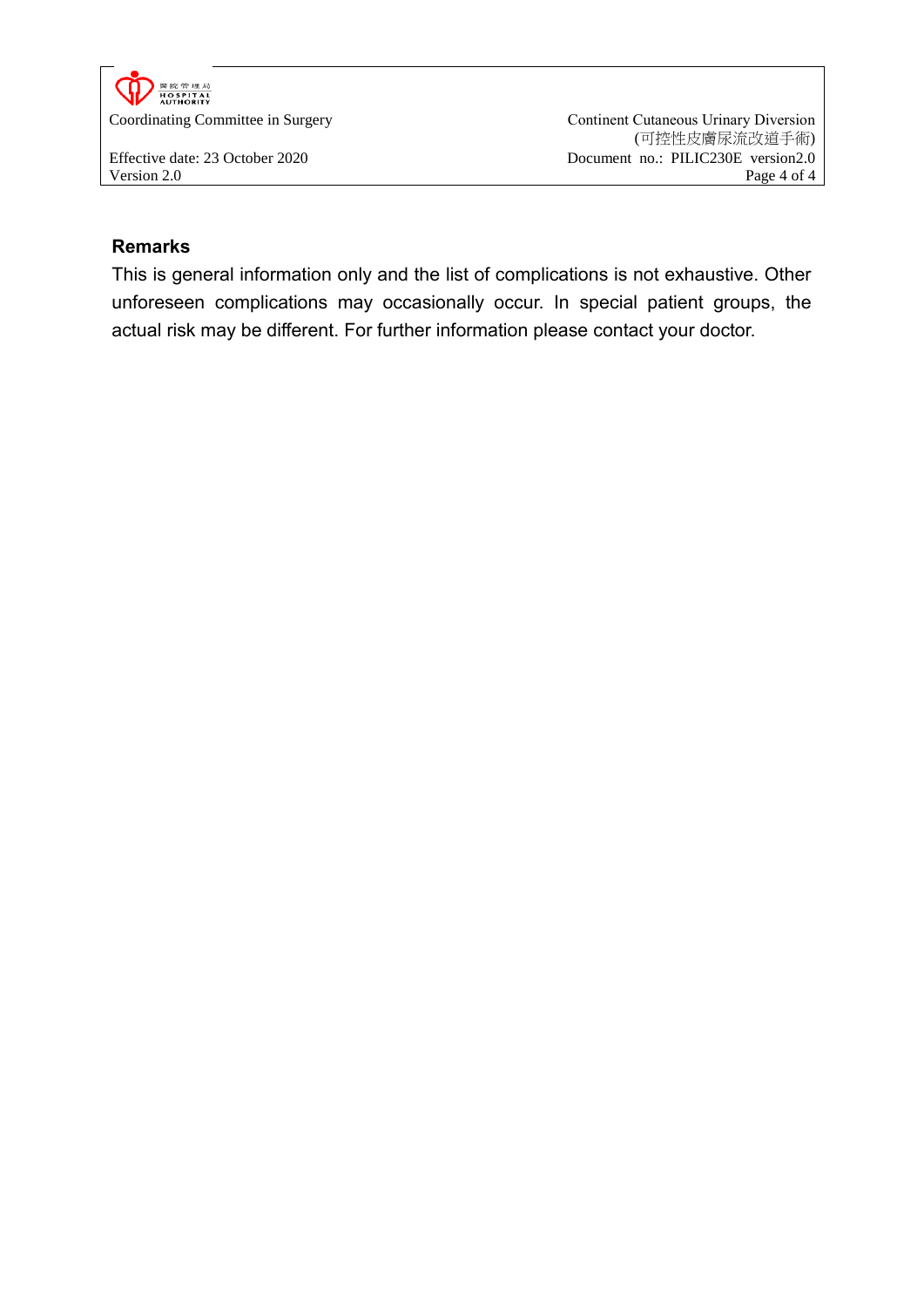## Remarks

This is general information only and the list of complications is not exhaustive. Other unforeseen complications may occasionally occur. In special patient groups, the actual risk may be different. For further information please contact your doctor.